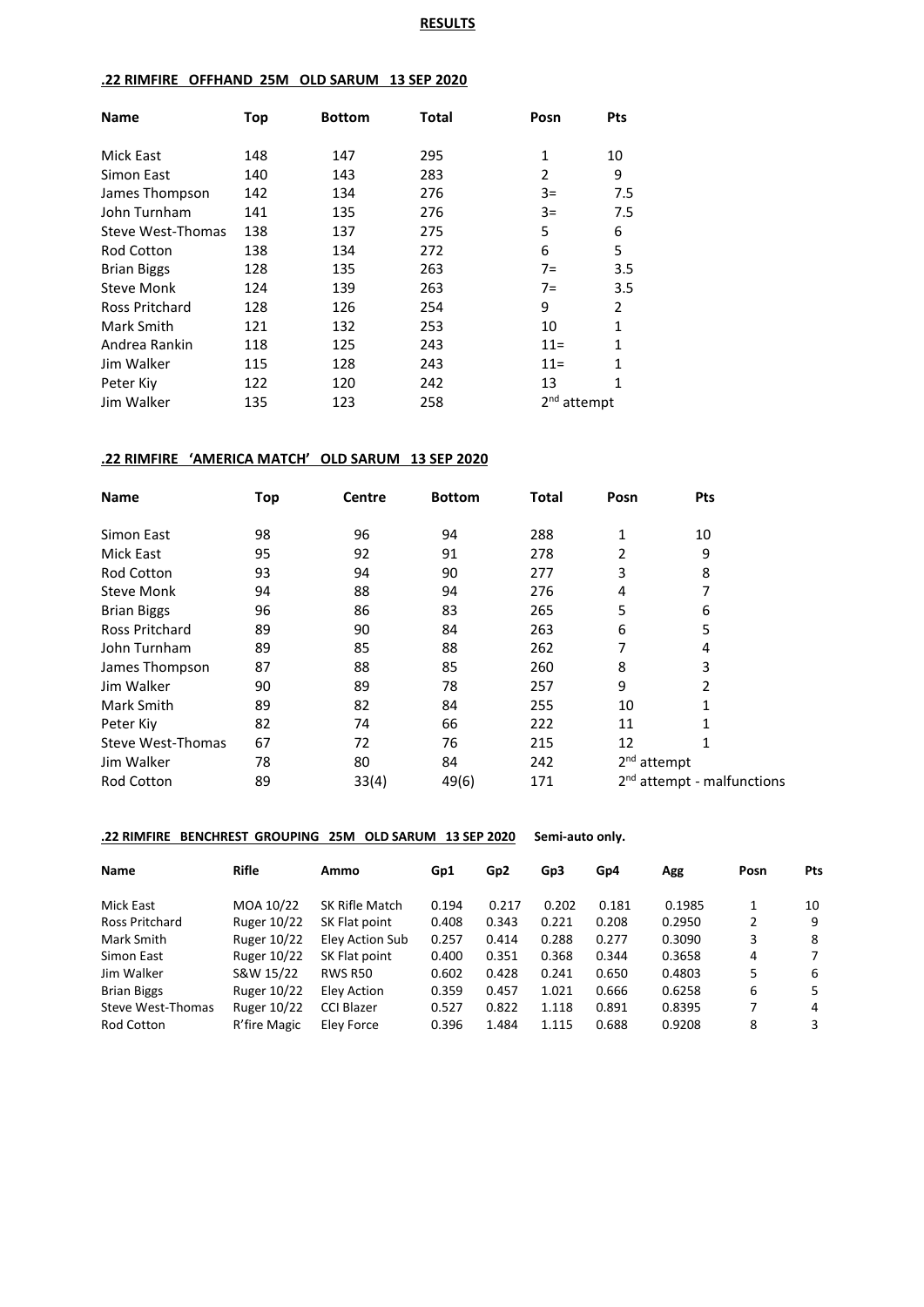# RESULTS

## .22 RIMFIRE OFFHAND 25M OLD SARUM 13 SEP 2020

| Name | Top | Bottom | Total | Posn | Pts |
|---|---|---|---|---|---|
| Mick East | 148 | 147 | 295 | 1 | 10 |
| Simon East | 140 | 143 | 283 | 2 | 9 |
| James Thompson | 142 | 134 | 276 | 3= | 7.5 |
| John Turnham | 141 | 135 | 276 | 3= | 7.5 |
| Steve West-Thomas | 138 | 137 | 275 | 5 | 6 |
| Rod Cotton | 138 | 134 | 272 | 6 | 5 |
| Brian Biggs | 128 | 135 | 263 | 7= | 3.5 |
| Steve Monk | 124 | 139 | 263 | 7= | 3.5 |
| Ross Pritchard | 128 | 126 | 254 | 9 | 2 |
| Mark Smith | 121 | 132 | 253 | 10 | 1 |
| Andrea Rankin | 118 | 125 | 243 | 11= | 1 |
| Jim Walker | 115 | 128 | 243 | 11= | 1 |
| Peter Kiy | 122 | 120 | 242 | 13 | 1 |
| Jim Walker | 135 | 123 | 258 | 2nd attempt | |

## .22 RIMFIRE 'AMERICA MATCH' OLD SARUM 13 SEP 2020

| Name | Top | Centre | Bottom | Total | Posn | Pts |
|---|---|---|---|---|---|---|
| Simon East | 98 | 96 | 94 | 288 | 1 | 10 |
| Mick East | 95 | 92 | 91 | 278 | 2 | 9 |
| Rod Cotton | 93 | 94 | 90 | 277 | 3 | 8 |
| Steve Monk | 94 | 88 | 94 | 276 | 4 | 7 |
| Brian Biggs | 96 | 86 | 83 | 265 | 5 | 6 |
| Ross Pritchard | 89 | 90 | 84 | 263 | 6 | 5 |
| John Turnham | 89 | 85 | 88 | 262 | 7 | 4 |
| James Thompson | 87 | 88 | 85 | 260 | 8 | 3 |
| Jim Walker | 90 | 89 | 78 | 257 | 9 | 2 |
| Mark Smith | 89 | 82 | 84 | 255 | 10 | 1 |
| Peter Kiy | 82 | 74 | 66 | 222 | 11 | 1 |
| Steve West-Thomas | 67 | 72 | 76 | 215 | 12 | 1 |
| Jim Walker | 78 | 80 | 84 | 242 | 2nd attempt | |
| Rod Cotton | 89 | 33(4) | 49(6) | 171 | 2nd attempt - malfunctions | |

## .22 RIMFIRE BENCHREST GROUPING 25M OLD SARUM 13 SEP 2020 Semi-auto only.

| Name | Rifle | Ammo | Gp1 | Gp2 | Gp3 | Gp4 | Agg | Posn | Pts |
|---|---|---|---|---|---|---|---|---|---|
| Mick East | MOA 10/22 | SK Rifle Match | 0.194 | 0.217 | 0.202 | 0.181 | 0.1985 | 1 | 10 |
| Ross Pritchard | Ruger 10/22 | SK Flat point | 0.408 | 0.343 | 0.221 | 0.208 | 0.2950 | 2 | 9 |
| Mark Smith | Ruger 10/22 | Eley Action Sub | 0.257 | 0.414 | 0.288 | 0.277 | 0.3090 | 3 | 8 |
| Simon East | Ruger 10/22 | SK Flat point | 0.400 | 0.351 | 0.368 | 0.344 | 0.3658 | 4 | 7 |
| Jim Walker | S&W 15/22 | RWS R50 | 0.602 | 0.428 | 0.241 | 0.650 | 0.4803 | 5 | 6 |
| Brian Biggs | Ruger 10/22 | Eley Action | 0.359 | 0.457 | 1.021 | 0.666 | 0.6258 | 6 | 5 |
| Steve West-Thomas | Ruger 10/22 | CCI Blazer | 0.527 | 0.822 | 1.118 | 0.891 | 0.8395 | 7 | 4 |
| Rod Cotton | R'fire Magic | Eley Force | 0.396 | 1.484 | 1.115 | 0.688 | 0.9208 | 8 | 3 |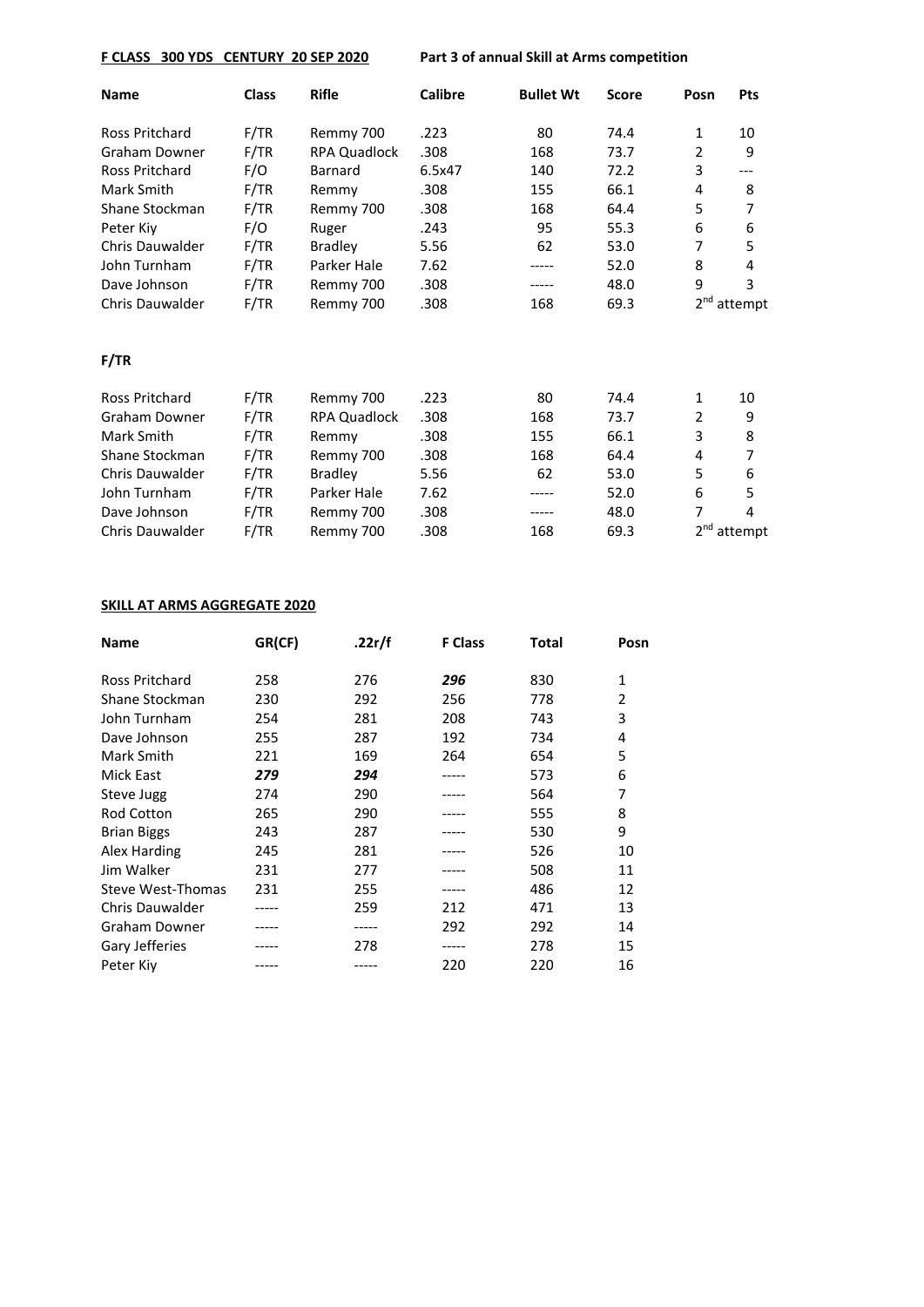**F CLASS 300 YDS CENTURY 20 SEP 2020** **Part 3 of annual Skill at Arms competition**

| Name | Class | Rifle | Calibre | Bullet Wt | Score | Posn | Pts |
|---|---|---|---|---|---|---|---|
| Ross Pritchard | F/TR | Remmy 700 | .223 | 80 | 74.4 | 1 | 10 |
| Graham Downer | F/TR | RPA Quadlock | .308 | 168 | 73.7 | 2 | 9 |
| Ross Pritchard | F/O | Barnard | 6.5x47 | 140 | 72.2 | 3 | --- |
| Mark Smith | F/TR | Remmy | .308 | 155 | 66.1 | 4 | 8 |
| Shane Stockman | F/TR | Remmy 700 | .308 | 168 | 64.4 | 5 | 7 |
| Peter Kiy | F/O | Ruger | .243 | 95 | 55.3 | 6 | 6 |
| Chris Dauwalder | F/TR | Bradley | 5.56 | 62 | 53.0 | 7 | 5 |
| John Turnham | F/TR | Parker Hale | 7.62 | ----- | 52.0 | 8 | 4 |
| Dave Johnson | F/TR | Remmy 700 | .308 | ----- | 48.0 | 9 | 3 |
| Chris Dauwalder | F/TR | Remmy 700 | .308 | 168 | 69.3 | 2nd attempt | |

**F/TR**

| Name | Class | Rifle | Calibre | Bullet Wt | Score | Posn | Pts |
|---|---|---|---|---|---|---|---|
| Ross Pritchard | F/TR | Remmy 700 | .223 | 80 | 74.4 | 1 | 10 |
| Graham Downer | F/TR | RPA Quadlock | .308 | 168 | 73.7 | 2 | 9 |
| Mark Smith | F/TR | Remmy | .308 | 155 | 66.1 | 3 | 8 |
| Shane Stockman | F/TR | Remmy 700 | .308 | 168 | 64.4 | 4 | 7 |
| Chris Dauwalder | F/TR | Bradley | 5.56 | 62 | 53.0 | 5 | 6 |
| John Turnham | F/TR | Parker Hale | 7.62 | ----- | 52.0 | 6 | 5 |
| Dave Johnson | F/TR | Remmy 700 | .308 | ----- | 48.0 | 7 | 4 |
| Chris Dauwalder | F/TR | Remmy 700 | .308 | 168 | 69.3 | 2nd attempt | |

**SKILL AT ARMS AGGREGATE 2020**

| Name | GR(CF) | .22r/f | F Class | Total | Posn |
|---|---|---|---|---|---|
| Ross Pritchard | 258 | 276 | ***296*** | 830 | 1 |
| Shane Stockman | 230 | 292 | 256 | 778 | 2 |
| John Turnham | 254 | 281 | 208 | 743 | 3 |
| Dave Johnson | 255 | 287 | 192 | 734 | 4 |
| Mark Smith | 221 | 169 | 264 | 654 | 5 |
| Mick East | ***279*** | ***294*** | ----- | 573 | 6 |
| Steve Jugg | 274 | 290 | ----- | 564 | 7 |
| Rod Cotton | 265 | 290 | ----- | 555 | 8 |
| Brian Biggs | 243 | 287 | ----- | 530 | 9 |
| Alex Harding | 245 | 281 | ----- | 526 | 10 |
| Jim Walker | 231 | 277 | ----- | 508 | 11 |
| Steve West-Thomas | 231 | 255 | ----- | 486 | 12 |
| Chris Dauwalder | ----- | 259 | 212 | 471 | 13 |
| Graham Downer | ----- | ----- | 292 | 292 | 14 |
| Gary Jefferies | ----- | 278 | ----- | 278 | 15 |
| Peter Kiy | ----- | ----- | 220 | 220 | 16 |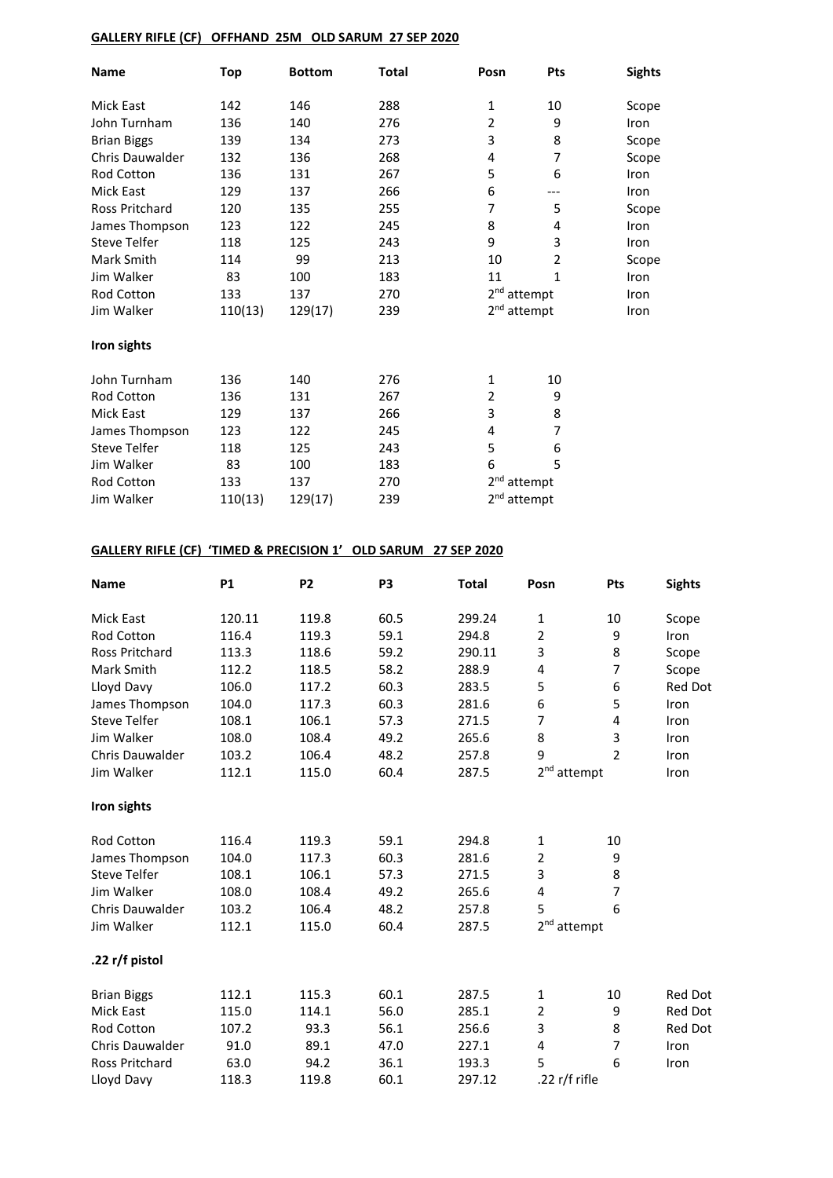## GALLERY RIFLE (CF) OFFHAND 25M OLD SARUM 27 SEP 2020

| Name | Top | Bottom | Total | Posn | Pts | Sights |
|---|---|---|---|---|---|---|
| Mick East | 142 | 146 | 288 | 1 | 10 | Scope |
| John Turnham | 136 | 140 | 276 | 2 | 9 | Iron |
| Brian Biggs | 139 | 134 | 273 | 3 | 8 | Scope |
| Chris Dauwalder | 132 | 136 | 268 | 4 | 7 | Scope |
| Rod Cotton | 136 | 131 | 267 | 5 | 6 | Iron |
| Mick East | 129 | 137 | 266 | 6 | --- | Iron |
| Ross Pritchard | 120 | 135 | 255 | 7 | 5 | Scope |
| James Thompson | 123 | 122 | 245 | 8 | 4 | Iron |
| Steve Telfer | 118 | 125 | 243 | 9 | 3 | Iron |
| Mark Smith | 114 | 99 | 213 | 10 | 2 | Scope |
| Jim Walker | 83 | 100 | 183 | 11 | 1 | Iron |
| Rod Cotton | 133 | 137 | 270 | 2nd attempt | | Iron |
| Jim Walker | 110(13) | 129(17) | 239 | 2nd attempt | | Iron |

**Iron sights**

| Name | Top | Bottom | Total | Posn | Pts |
|---|---|---|---|---|---|
| John Turnham | 136 | 140 | 276 | 1 | 10 |
| Rod Cotton | 136 | 131 | 267 | 2 | 9 |
| Mick East | 129 | 137 | 266 | 3 | 8 |
| James Thompson | 123 | 122 | 245 | 4 | 7 |
| Steve Telfer | 118 | 125 | 243 | 5 | 6 |
| Jim Walker | 83 | 100 | 183 | 6 | 5 |
| Rod Cotton | 133 | 137 | 270 | 2nd attempt | |
| Jim Walker | 110(13) | 129(17) | 239 | 2nd attempt | |

## GALLERY RIFLE (CF) 'TIMED & PRECISION 1' OLD SARUM 27 SEP 2020

| Name | P1 | P2 | P3 | Total | Posn | Pts | Sights |
|---|---|---|---|---|---|---|---|
| Mick East | 120.11 | 119.8 | 60.5 | 299.24 | 1 | 10 | Scope |
| Rod Cotton | 116.4 | 119.3 | 59.1 | 294.8 | 2 | 9 | Iron |
| Ross Pritchard | 113.3 | 118.6 | 59.2 | 290.11 | 3 | 8 | Scope |
| Mark Smith | 112.2 | 118.5 | 58.2 | 288.9 | 4 | 7 | Scope |
| Lloyd Davy | 106.0 | 117.2 | 60.3 | 283.5 | 5 | 6 | Red Dot |
| James Thompson | 104.0 | 117.3 | 60.3 | 281.6 | 6 | 5 | Iron |
| Steve Telfer | 108.1 | 106.1 | 57.3 | 271.5 | 7 | 4 | Iron |
| Jim Walker | 108.0 | 108.4 | 49.2 | 265.6 | 8 | 3 | Iron |
| Chris Dauwalder | 103.2 | 106.4 | 48.2 | 257.8 | 9 | 2 | Iron |
| Jim Walker | 112.1 | 115.0 | 60.4 | 287.5 | 2nd attempt | | Iron |

**Iron sights**

| Name | P1 | P2 | P3 | Total | Posn | Pts |
|---|---|---|---|---|---|---|
| Rod Cotton | 116.4 | 119.3 | 59.1 | 294.8 | 1 | 10 |
| James Thompson | 104.0 | 117.3 | 60.3 | 281.6 | 2 | 9 |
| Steve Telfer | 108.1 | 106.1 | 57.3 | 271.5 | 3 | 8 |
| Jim Walker | 108.0 | 108.4 | 49.2 | 265.6 | 4 | 7 |
| Chris Dauwalder | 103.2 | 106.4 | 48.2 | 257.8 | 5 | 6 |
| Jim Walker | 112.1 | 115.0 | 60.4 | 287.5 | 2nd attempt | |

**.22 r/f pistol**

| Name | P1 | P2 | P3 | Total | Posn | Pts | Sights |
|---|---|---|---|---|---|---|---|
| Brian Biggs | 112.1 | 115.3 | 60.1 | 287.5 | 1 | 10 | Red Dot |
| Mick East | 115.0 | 114.1 | 56.0 | 285.1 | 2 | 9 | Red Dot |
| Rod Cotton | 107.2 | 93.3 | 56.1 | 256.6 | 3 | 8 | Red Dot |
| Chris Dauwalder | 91.0 | 89.1 | 47.0 | 227.1 | 4 | 7 | Iron |
| Ross Pritchard | 63.0 | 94.2 | 36.1 | 193.3 | 5 | 6 | Iron |
| Lloyd Davy | 118.3 | 119.8 | 60.1 | 297.12 | .22 r/f rifle | | |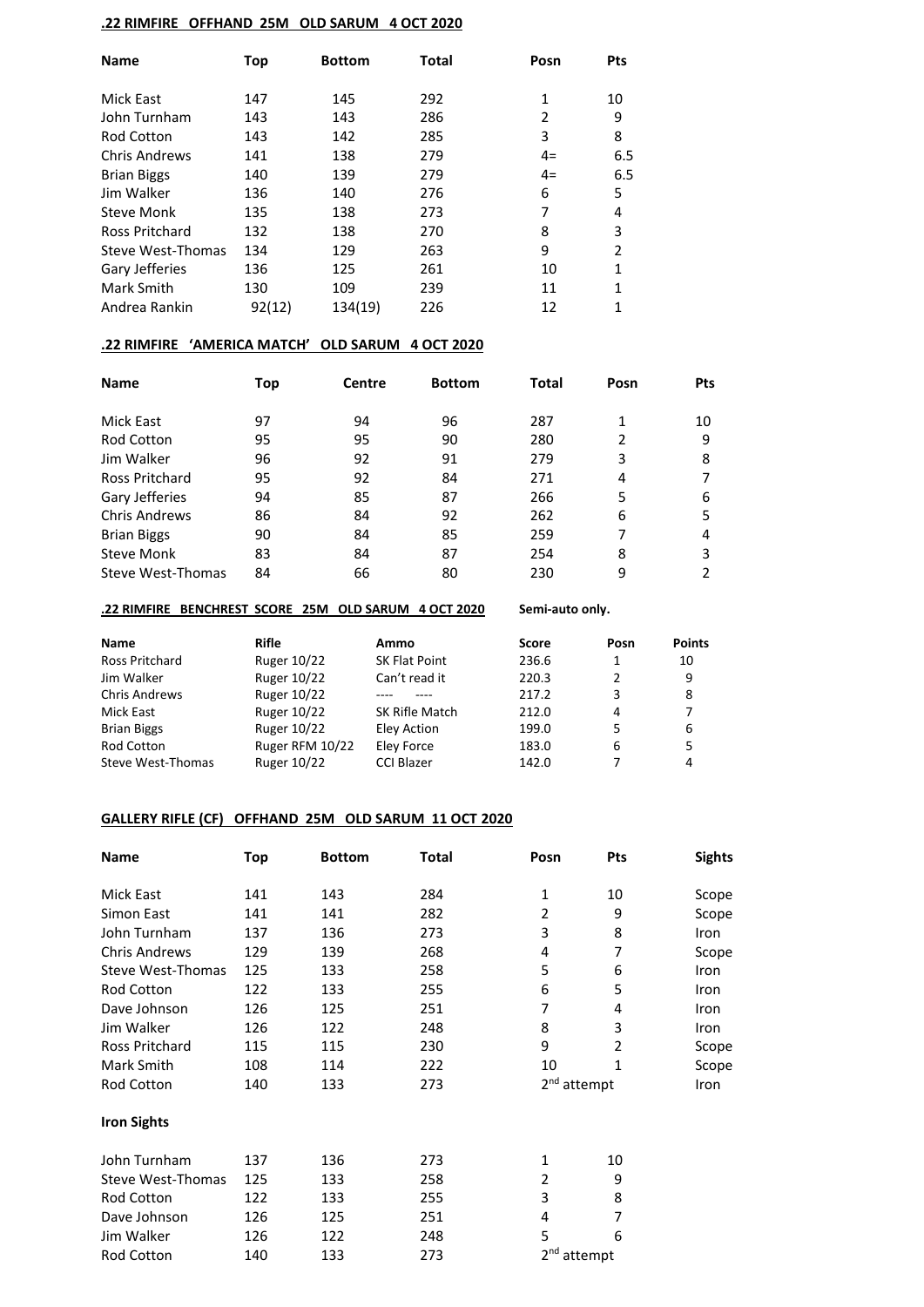**.22 RIMFIRE OFFHAND 25M OLD SARUM 4 OCT 2020**

| Name | Top | Bottom | Total | Posn | Pts |
|---|---|---|---|---|---|
| Mick East | 147 | 145 | 292 | 1 | 10 |
| John Turnham | 143 | 143 | 286 | 2 | 9 |
| Rod Cotton | 143 | 142 | 285 | 3 | 8 |
| Chris Andrews | 141 | 138 | 279 | 4= | 6.5 |
| Brian Biggs | 140 | 139 | 279 | 4= | 6.5 |
| Jim Walker | 136 | 140 | 276 | 6 | 5 |
| Steve Monk | 135 | 138 | 273 | 7 | 4 |
| Ross Pritchard | 132 | 138 | 270 | 8 | 3 |
| Steve West-Thomas | 134 | 129 | 263 | 9 | 2 |
| Gary Jefferies | 136 | 125 | 261 | 10 | 1 |
| Mark Smith | 130 | 109 | 239 | 11 | 1 |
| Andrea Rankin | 92(12) | 134(19) | 226 | 12 | 1 |

**.22 RIMFIRE 'AMERICA MATCH' OLD SARUM 4 OCT 2020**

| Name | Top | Centre | Bottom | Total | Posn | Pts |
|---|---|---|---|---|---|---|
| Mick East | 97 | 94 | 96 | 287 | 1 | 10 |
| Rod Cotton | 95 | 95 | 90 | 280 | 2 | 9 |
| Jim Walker | 96 | 92 | 91 | 279 | 3 | 8 |
| Ross Pritchard | 95 | 92 | 84 | 271 | 4 | 7 |
| Gary Jefferies | 94 | 85 | 87 | 266 | 5 | 6 |
| Chris Andrews | 86 | 84 | 92 | 262 | 6 | 5 |
| Brian Biggs | 90 | 84 | 85 | 259 | 7 | 4 |
| Steve Monk | 83 | 84 | 87 | 254 | 8 | 3 |
| Steve West-Thomas | 84 | 66 | 80 | 230 | 9 | 2 |

**.22 RIMFIRE BENCHREST SCORE 25M OLD SARUM 4 OCT 2020** **Semi-auto only.**

| Name | Rifle | Ammo | Score | Posn | Points |
|---|---|---|---|---|---|
| Ross Pritchard | Ruger 10/22 | SK Flat Point | 236.6 | 1 | 10 |
| Jim Walker | Ruger 10/22 | Can't read it | 220.3 | 2 | 9 |
| Chris Andrews | Ruger 10/22 | ---- ---- | 217.2 | 3 | 8 |
| Mick East | Ruger 10/22 | SK Rifle Match | 212.0 | 4 | 7 |
| Brian Biggs | Ruger 10/22 | Eley Action | 199.0 | 5 | 6 |
| Rod Cotton | Ruger RFM 10/22 | Eley Force | 183.0 | 6 | 5 |
| Steve West-Thomas | Ruger 10/22 | CCI Blazer | 142.0 | 7 | 4 |

**GALLERY RIFLE (CF) OFFHAND 25M OLD SARUM 11 OCT 2020**

| Name | Top | Bottom | Total | Posn | Pts | Sights |
|---|---|---|---|---|---|---|
| Mick East | 141 | 143 | 284 | 1 | 10 | Scope |
| Simon East | 141 | 141 | 282 | 2 | 9 | Scope |
| John Turnham | 137 | 136 | 273 | 3 | 8 | Iron |
| Chris Andrews | 129 | 139 | 268 | 4 | 7 | Scope |
| Steve West-Thomas | 125 | 133 | 258 | 5 | 6 | Iron |
| Rod Cotton | 122 | 133 | 255 | 6 | 5 | Iron |
| Dave Johnson | 126 | 125 | 251 | 7 | 4 | Iron |
| Jim Walker | 126 | 122 | 248 | 8 | 3 | Iron |
| Ross Pritchard | 115 | 115 | 230 | 9 | 2 | Scope |
| Mark Smith | 108 | 114 | 222 | 10 | 1 | Scope |
| Rod Cotton | 140 | 133 | 273 | 2nd attempt | | Iron |

**Iron Sights**

| Name | Top | Bottom | Total | Posn | Pts |
|---|---|---|---|---|---|
| John Turnham | 137 | 136 | 273 | 1 | 10 |
| Steve West-Thomas | 125 | 133 | 258 | 2 | 9 |
| Rod Cotton | 122 | 133 | 255 | 3 | 8 |
| Dave Johnson | 126 | 125 | 251 | 4 | 7 |
| Jim Walker | 126 | 122 | 248 | 5 | 6 |
| Rod Cotton | 140 | 133 | 273 | 2nd attempt | |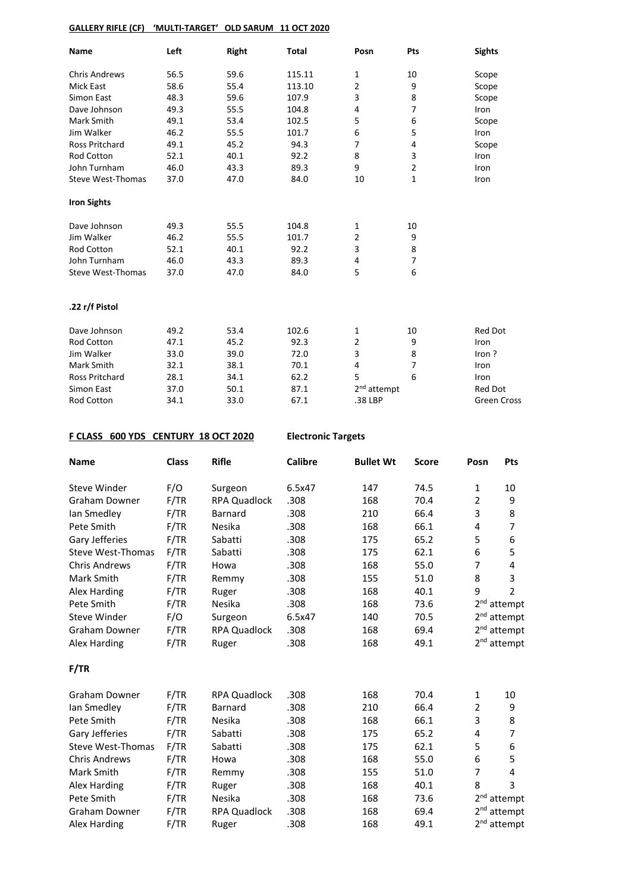**GALLERY RIFLE (CF) 'MULTI-TARGET' OLD SARUM 11 OCT 2020**

| Name | Left | Right | Total | Posn | Pts | Sights |
|---|---|---|---|---|---|---|
| Chris Andrews | 56.5 | 59.6 | 115.11 | 1 | 10 | Scope |
| Mick East | 58.6 | 55.4 | 113.10 | 2 | 9 | Scope |
| Simon East | 48.3 | 59.6 | 107.9 | 3 | 8 | Scope |
| Dave Johnson | 49.3 | 55.5 | 104.8 | 4 | 7 | Iron |
| Mark Smith | 49.1 | 53.4 | 102.5 | 5 | 6 | Scope |
| Jim Walker | 46.2 | 55.5 | 101.7 | 6 | 5 | Iron |
| Ross Pritchard | 49.1 | 45.2 | 94.3 | 7 | 4 | Scope |
| Rod Cotton | 52.1 | 40.1 | 92.2 | 8 | 3 | Iron |
| John Turnham | 46.0 | 43.3 | 89.3 | 9 | 2 | Iron |
| Steve West-Thomas | 37.0 | 47.0 | 84.0 | 10 | 1 | Iron |

**Iron Sights**

| Name | Left | Right | Total | Posn | Pts |
|---|---|---|---|---|---|
| Dave Johnson | 49.3 | 55.5 | 104.8 | 1 | 10 |
| Jim Walker | 46.2 | 55.5 | 101.7 | 2 | 9 |
| Rod Cotton | 52.1 | 40.1 | 92.2 | 3 | 8 |
| John Turnham | 46.0 | 43.3 | 89.3 | 4 | 7 |
| Steve West-Thomas | 37.0 | 47.0 | 84.0 | 5 | 6 |

**.22 r/f Pistol**

| Name | Left | Right | Total | Posn | Pts | Sights |
|---|---|---|---|---|---|---|
| Dave Johnson | 49.2 | 53.4 | 102.6 | 1 | 10 | Red Dot |
| Rod Cotton | 47.1 | 45.2 | 92.3 | 2 | 9 | Iron |
| Jim Walker | 33.0 | 39.0 | 72.0 | 3 | 8 | Iron ? |
| Mark Smith | 32.1 | 38.1 | 70.1 | 4 | 7 | Iron |
| Ross Pritchard | 28.1 | 34.1 | 62.2 | 5 | 6 | Iron |
| Simon East | 37.0 | 50.1 | 87.1 | 2nd attempt | | Red Dot |
| Rod Cotton | 34.1 | 33.0 | 67.1 | .38 LBP | | Green Cross |

**F CLASS 600 YDS CENTURY 18 OCT 2020** **Electronic Targets**

| Name | Class | Rifle | Calibre | Bullet Wt | Score | Posn | Pts |
|---|---|---|---|---|---|---|---|
| Steve Winder | F/O | Surgeon | 6.5x47 | 147 | 74.5 | 1 | 10 |
| Graham Downer | F/TR | RPA Quadlock | .308 | 168 | 70.4 | 2 | 9 |
| Ian Smedley | F/TR | Barnard | .308 | 210 | 66.4 | 3 | 8 |
| Pete Smith | F/TR | Nesika | .308 | 168 | 66.1 | 4 | 7 |
| Gary Jefferies | F/TR | Sabatti | .308 | 175 | 65.2 | 5 | 6 |
| Steve West-Thomas | F/TR | Sabatti | .308 | 175 | 62.1 | 6 | 5 |
| Chris Andrews | F/TR | Howa | .308 | 168 | 55.0 | 7 | 4 |
| Mark Smith | F/TR | Remmy | .308 | 155 | 51.0 | 8 | 3 |
| Alex Harding | F/TR | Ruger | .308 | 168 | 40.1 | 9 | 2 |
| Pete Smith | F/TR | Nesika | .308 | 168 | 73.6 | 2nd attempt | |
| Steve Winder | F/O | Surgeon | 6.5x47 | 140 | 70.5 | 2nd attempt | |
| Graham Downer | F/TR | RPA Quadlock | .308 | 168 | 69.4 | 2nd attempt | |
| Alex Harding | F/TR | Ruger | .308 | 168 | 49.1 | 2nd attempt | |

**F/TR**

| Name | Class | Rifle | Calibre | Bullet Wt | Score | Posn | Pts |
|---|---|---|---|---|---|---|---|
| Graham Downer | F/TR | RPA Quadlock | .308 | 168 | 70.4 | 1 | 10 |
| Ian Smedley | F/TR | Barnard | .308 | 210 | 66.4 | 2 | 9 |
| Pete Smith | F/TR | Nesika | .308 | 168 | 66.1 | 3 | 8 |
| Gary Jefferies | F/TR | Sabatti | .308 | 175 | 65.2 | 4 | 7 |
| Steve West-Thomas | F/TR | Sabatti | .308 | 175 | 62.1 | 5 | 6 |
| Chris Andrews | F/TR | Howa | .308 | 168 | 55.0 | 6 | 5 |
| Mark Smith | F/TR | Remmy | .308 | 155 | 51.0 | 7 | 4 |
| Alex Harding | F/TR | Ruger | .308 | 168 | 40.1 | 8 | 3 |
| Pete Smith | F/TR | Nesika | .308 | 168 | 73.6 | 2nd attempt | |
| Graham Downer | F/TR | RPA Quadlock | .308 | 168 | 69.4 | 2nd attempt | |
| Alex Harding | F/TR | Ruger | .308 | 168 | 49.1 | 2nd attempt | |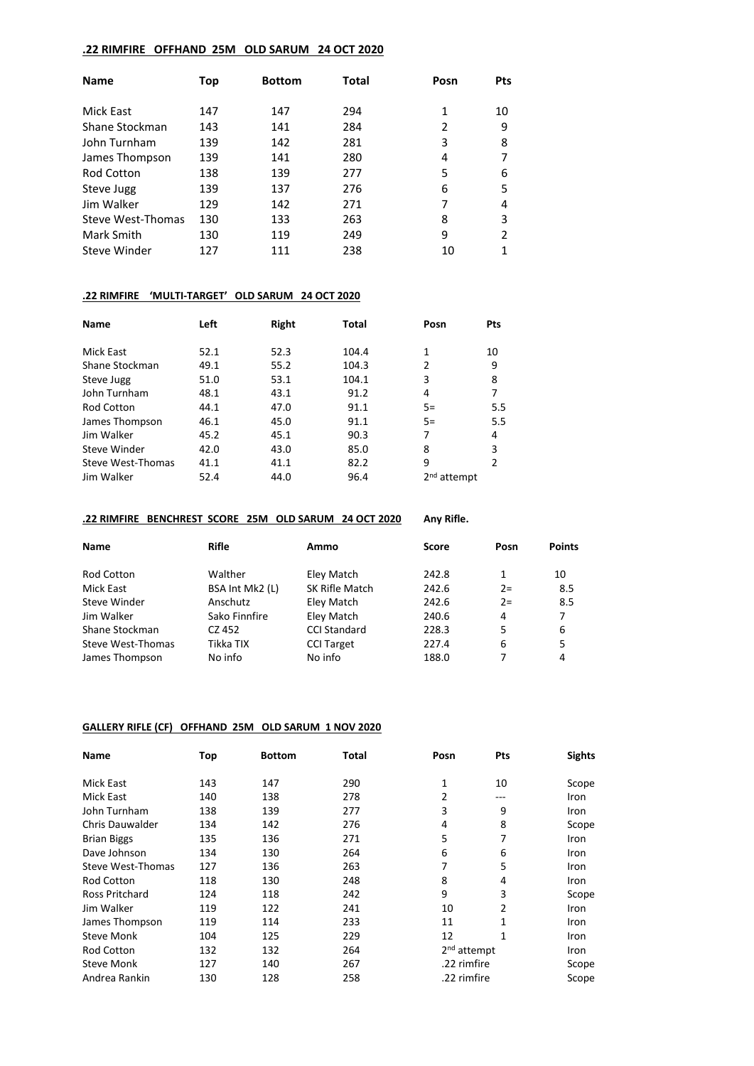**.22 RIMFIRE OFFHAND 25M OLD SARUM 24 OCT 2020**

| Name | Top | Bottom | Total | Posn | Pts |
|---|---|---|---|---|---|
| Mick East | 147 | 147 | 294 | 1 | 10 |
| Shane Stockman | 143 | 141 | 284 | 2 | 9 |
| John Turnham | 139 | 142 | 281 | 3 | 8 |
| James Thompson | 139 | 141 | 280 | 4 | 7 |
| Rod Cotton | 138 | 139 | 277 | 5 | 6 |
| Steve Jugg | 139 | 137 | 276 | 6 | 5 |
| Jim Walker | 129 | 142 | 271 | 7 | 4 |
| Steve West-Thomas | 130 | 133 | 263 | 8 | 3 |
| Mark Smith | 130 | 119 | 249 | 9 | 2 |
| Steve Winder | 127 | 111 | 238 | 10 | 1 |

**.22 RIMFIRE 'MULTI-TARGET' OLD SARUM 24 OCT 2020**

| Name | Left | Right | Total | Posn | Pts |
|---|---|---|---|---|---|
| Mick East | 52.1 | 52.3 | 104.4 | 1 | 10 |
| Shane Stockman | 49.1 | 55.2 | 104.3 | 2 | 9 |
| Steve Jugg | 51.0 | 53.1 | 104.1 | 3 | 8 |
| John Turnham | 48.1 | 43.1 | 91.2 | 4 | 7 |
| Rod Cotton | 44.1 | 47.0 | 91.1 | 5= | 5.5 |
| James Thompson | 46.1 | 45.0 | 91.1 | 5= | 5.5 |
| Jim Walker | 45.2 | 45.1 | 90.3 | 7 | 4 |
| Steve Winder | 42.0 | 43.0 | 85.0 | 8 | 3 |
| Steve West-Thomas | 41.1 | 41.1 | 82.2 | 9 | 2 |
| Jim Walker | 52.4 | 44.0 | 96.4 | 2nd attempt | |

**.22 RIMFIRE BENCHREST SCORE 25M OLD SARUM 24 OCT 2020** **Any Rifle.**

| Name | Rifle | Ammo | Score | Posn | Points |
|---|---|---|---|---|---|
| Rod Cotton | Walther | Eley Match | 242.8 | 1 | 10 |
| Mick East | BSA Int Mk2 (L) | SK Rifle Match | 242.6 | 2= | 8.5 |
| Steve Winder | Anschutz | Eley Match | 242.6 | 2= | 8.5 |
| Jim Walker | Sako Finnfire | Eley Match | 240.6 | 4 | 7 |
| Shane Stockman | CZ 452 | CCI Standard | 228.3 | 5 | 6 |
| Steve West-Thomas | Tikka TIX | CCI Target | 227.4 | 6 | 5 |
| James Thompson | No info | No info | 188.0 | 7 | 4 |

**GALLERY RIFLE (CF) OFFHAND 25M OLD SARUM 1 NOV 2020**

| Name | Top | Bottom | Total | Posn | Pts | Sights |
|---|---|---|---|---|---|---|
| Mick East | 143 | 147 | 290 | 1 | 10 | Scope |
| Mick East | 140 | 138 | 278 | 2 | --- | Iron |
| John Turnham | 138 | 139 | 277 | 3 | 9 | Iron |
| Chris Dauwalder | 134 | 142 | 276 | 4 | 8 | Scope |
| Brian Biggs | 135 | 136 | 271 | 5 | 7 | Iron |
| Dave Johnson | 134 | 130 | 264 | 6 | 6 | Iron |
| Steve West-Thomas | 127 | 136 | 263 | 7 | 5 | Iron |
| Rod Cotton | 118 | 130 | 248 | 8 | 4 | Iron |
| Ross Pritchard | 124 | 118 | 242 | 9 | 3 | Scope |
| Jim Walker | 119 | 122 | 241 | 10 | 2 | Iron |
| James Thompson | 119 | 114 | 233 | 11 | 1 | Iron |
| Steve Monk | 104 | 125 | 229 | 12 | 1 | Iron |
| Rod Cotton | 132 | 132 | 264 | 2nd attempt | | Iron |
| Steve Monk | 127 | 140 | 267 | .22 rimfire | | Scope |
| Andrea Rankin | 130 | 128 | 258 | .22 rimfire | | Scope |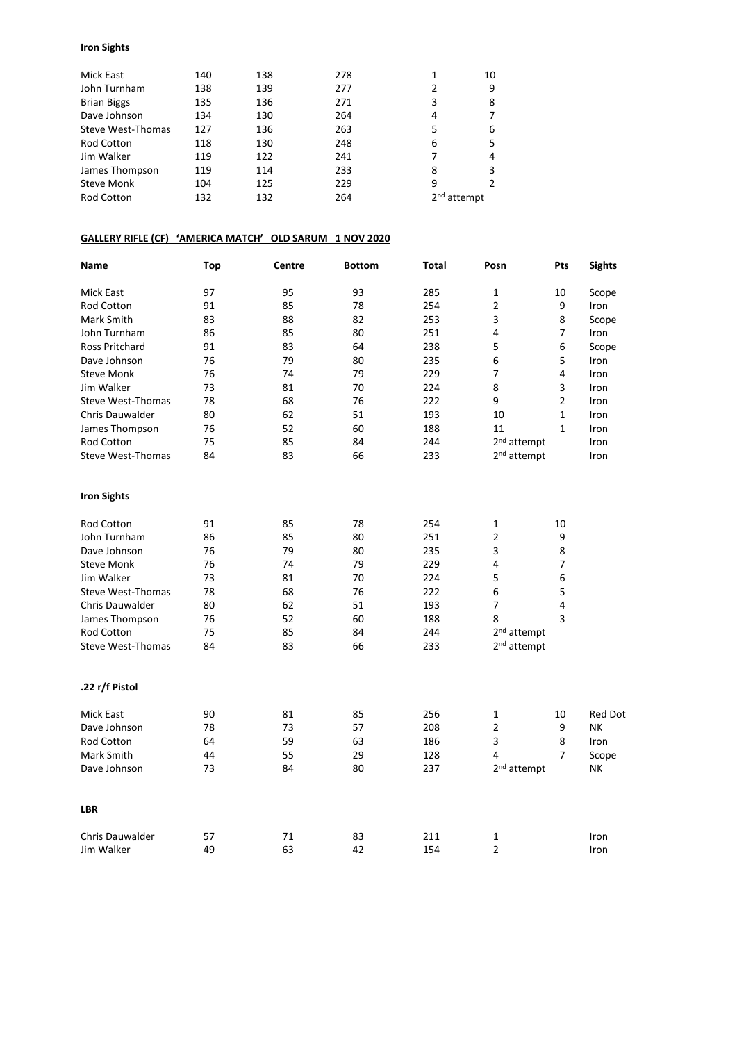**Iron Sights**

| | | | | | |
|---|---|---|---|---|---|
| Mick East | 140 | 138 | 278 | 1 | 10 |
| John Turnham | 138 | 139 | 277 | 2 | 9 |
| Brian Biggs | 135 | 136 | 271 | 3 | 8 |
| Dave Johnson | 134 | 130 | 264 | 4 | 7 |
| Steve West-Thomas | 127 | 136 | 263 | 5 | 6 |
| Rod Cotton | 118 | 130 | 248 | 6 | 5 |
| Jim Walker | 119 | 122 | 241 | 7 | 4 |
| James Thompson | 119 | 114 | 233 | 8 | 3 |
| Steve Monk | 104 | 125 | 229 | 9 | 2 |
| Rod Cotton | 132 | 132 | 264 | 2nd attempt | |

**GALLERY RIFLE (CF) 'AMERICA MATCH' OLD SARUM 1 NOV 2020**

| Name | Top | Centre | Bottom | Total | Posn | Pts | Sights |
|---|---|---|---|---|---|---|---|
| Mick East | 97 | 95 | 93 | 285 | 1 | 10 | Scope |
| Rod Cotton | 91 | 85 | 78 | 254 | 2 | 9 | Iron |
| Mark Smith | 83 | 88 | 82 | 253 | 3 | 8 | Scope |
| John Turnham | 86 | 85 | 80 | 251 | 4 | 7 | Iron |
| Ross Pritchard | 91 | 83 | 64 | 238 | 5 | 6 | Scope |
| Dave Johnson | 76 | 79 | 80 | 235 | 6 | 5 | Iron |
| Steve Monk | 76 | 74 | 79 | 229 | 7 | 4 | Iron |
| Jim Walker | 73 | 81 | 70 | 224 | 8 | 3 | Iron |
| Steve West-Thomas | 78 | 68 | 76 | 222 | 9 | 2 | Iron |
| Chris Dauwalder | 80 | 62 | 51 | 193 | 10 | 1 | Iron |
| James Thompson | 76 | 52 | 60 | 188 | 11 | 1 | Iron |
| Rod Cotton | 75 | 85 | 84 | 244 | 2nd attempt | | Iron |
| Steve West-Thomas | 84 | 83 | 66 | 233 | 2nd attempt | | Iron |

**Iron Sights**

| | | | | | | |
|---|---|---|---|---|---|---|
| Rod Cotton | 91 | 85 | 78 | 254 | 1 | 10 |
| John Turnham | 86 | 85 | 80 | 251 | 2 | 9 |
| Dave Johnson | 76 | 79 | 80 | 235 | 3 | 8 |
| Steve Monk | 76 | 74 | 79 | 229 | 4 | 7 |
| Jim Walker | 73 | 81 | 70 | 224 | 5 | 6 |
| Steve West-Thomas | 78 | 68 | 76 | 222 | 6 | 5 |
| Chris Dauwalder | 80 | 62 | 51 | 193 | 7 | 4 |
| James Thompson | 76 | 52 | 60 | 188 | 8 | 3 |
| Rod Cotton | 75 | 85 | 84 | 244 | 2nd attempt | |
| Steve West-Thomas | 84 | 83 | 66 | 233 | 2nd attempt | |

**.22 r/f Pistol**

| | | | | | | | |
|---|---|---|---|---|---|---|---|
| Mick East | 90 | 81 | 85 | 256 | 1 | 10 | Red Dot |
| Dave Johnson | 78 | 73 | 57 | 208 | 2 | 9 | NK |
| Rod Cotton | 64 | 59 | 63 | 186 | 3 | 8 | Iron |
| Mark Smith | 44 | 55 | 29 | 128 | 4 | 7 | Scope |
| Dave Johnson | 73 | 84 | 80 | 237 | 2nd attempt | | NK |

**LBR**

| | | | | | | | |
|---|---|---|---|---|---|---|---|
| Chris Dauwalder | 57 | 71 | 83 | 211 | 1 | | Iron |
| Jim Walker | 49 | 63 | 42 | 154 | 2 | | Iron |